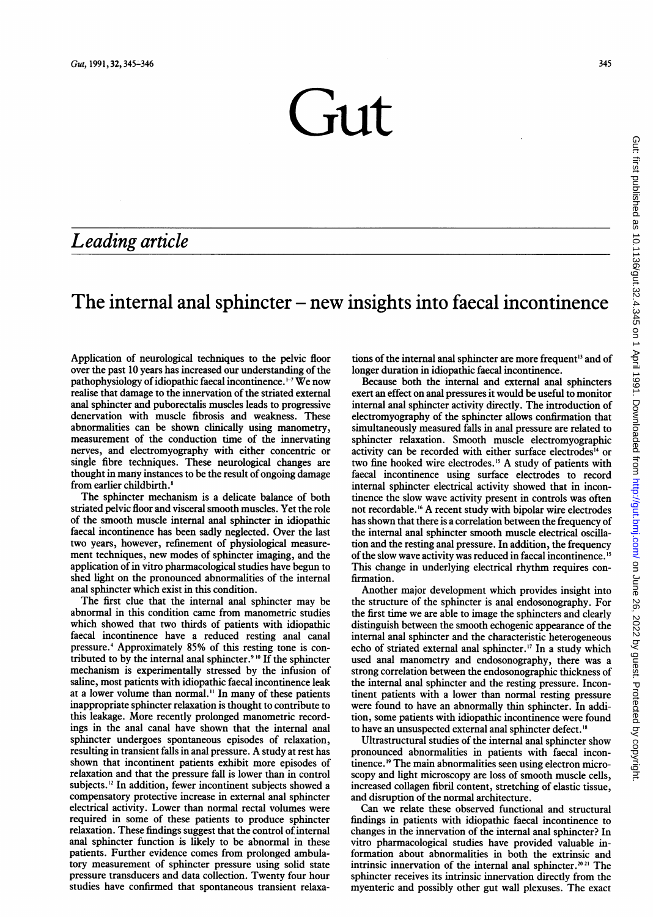# Gut

## Leading article

# The internal anal sphincter – new insights into faecal incontinence

Application of neurological techniques to the pelvic floor over the past 10 years has increased our understanding of the pathophysiology of idiopathic faecal incontinence.[1-7] We now realise that damage to the innervation of the striated external anal sphincter and puborectalis muscles leads to progressive denervation with muscle fibrosis and weakness. These abnormalities can be shown clinically using manometry, measurement of the conduction time of the innervating nerves, and electromyography with either concentric or single fibre techniques. These neurological changes are thought in many instances to be the result of ongoing damage from earlier childbirth.[8]

The sphincter mechanism is a delicate balance of both striated pelvic floor and visceral smooth muscles. Yet the role of the smooth muscle internal anal sphincter in idiopathic faecal incontinence has been sadly neglected. Over the last two years, however, refinement of physiological measurement techniques, new modes of sphincter imaging, and the application of in vitro pharmacological studies have begun to shed light on the pronounced abnormalities of the internal anal sphincter which exist in this condition.

The first clue that the internal anal sphincter may be abnormal in this condition came from manometric studies which showed that two thirds of patients with idiopathic faecal incontinence have a reduced resting anal canal pressure.[4] Approximately 85% of this resting tone is contributed to by the internal anal sphincter.[9,10] If the sphincter mechanism is experimentally stressed by the infusion of saline, most patients with idiopathic faecal incontinence leak at a lower volume than normal.[11] In many of these patients inappropriate sphincter relaxation is thought to contribute to this leakage. More recently prolonged manometric recordings in the anal canal have shown that the internal anal sphincter undergoes spontaneous episodes of relaxation, resulting in transient falls in anal pressure. A study at rest has shown that incontinent patients exhibit more episodes of relaxation and that the pressure fall is lower than in control subjects.[12] In addition, fewer incontinent subjects showed a compensatory protective increase in external anal sphincter electrical activity. Lower than normal rectal volumes were required in some of these patients to produce sphincter relaxation. These findings suggest that the control of internal anal sphincter function is likely to be abnormal in these patients. Further evidence comes from prolonged ambulatory measurement of sphincter pressure using solid state pressure transducers and data collection. Twenty four hour studies have confirmed that spontaneous transient relaxations of the internal anal sphincter are more frequent[13] and of longer duration in idiopathic faecal incontinence.

Because both the internal and external anal sphincters exert an effect on anal pressures it would be useful to monitor internal anal sphincter activity directly. The introduction of electromyography of the sphincter allows confirmation that simultaneously measured falls in anal pressure are related to sphincter relaxation. Smooth muscle electromyographic activity can be recorded with either surface electrodes[14] or two fine hooked wire electrodes.[15] A study of patients with faecal incontinence using surface electrodes to record internal sphincter electrical activity showed that in incontinence the slow wave activity present in controls was often not recordable.[16] A recent study with bipolar wire electrodes has shown that there is a correlation between the frequency of the internal anal sphincter smooth muscle electrical oscillation and the resting anal pressure. In addition, the frequency of the slow wave activity was reduced in faecal incontinence.[15] This change in underlying electrical rhythm requires confirmation.

Another major development which provides insight into the structure of the sphincter is anal endosonography. For the first time we are able to image the sphincters and clearly distinguish between the smooth echogenic appearance of the internal anal sphincter and the characteristic heterogeneous echo of striated external anal sphincter.[17] In a study which used anal manometry and endosonography, there was a strong correlation between the endosonographic thickness of the internal anal sphincter and the resting pressure. Incontinent patients with a lower than normal resting pressure were found to have an abnormally thin sphincter. In addition, some patients with idiopathic incontinence were found to have an unsuspected external anal sphincter defect.[18]

Ultrastructural studies of the internal anal sphincter show pronounced abnormalities in patients with faecal incontinence.[19] The main abnormalities seen using electron microscopy and light microscopy are loss of smooth muscle cells, increased collagen fibril content, stretching of elastic tissue, and disruption of the normal architecture.

Can we relate these observed functional and structural findings in patients with idiopathic faecal incontinence to changes in the innervation of the internal anal sphincter? In vitro pharmacological studies have provided valuable information about abnormalities in both the extrinsic and intrinsic innervation of the internal anal sphincter.[20,21] The sphincter receives its intrinsic innervation directly from the myenteric and possibly other gut wall plexuses. The exact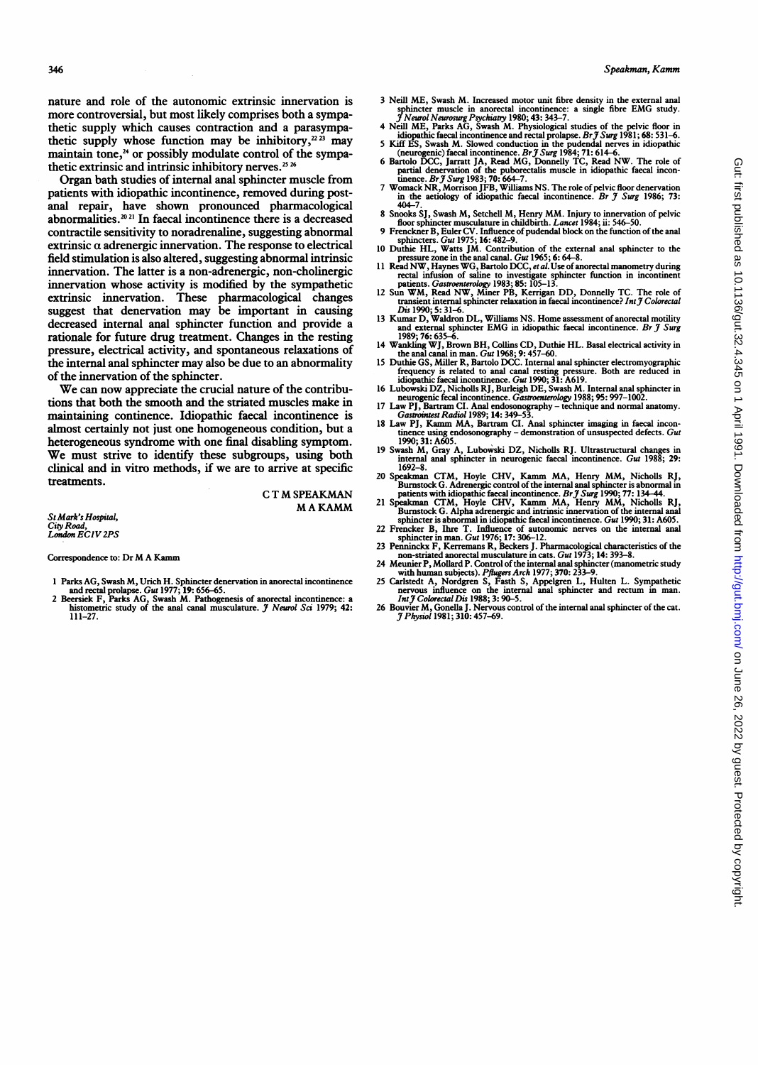nature and role of the autonomic extrinsic innervation is more controversial, but most likely comprises both a sympathetic supply which causes contraction and a parasympathetic supply whose function may be inhibitory,[22 23] may maintain tone,[24] or possibly modulate control of the sympathetic extrinsic and intrinsic inhibitory nerves.[25 26]

Organ bath studies of internal anal sphincter muscle from patients with idiopathic incontinence, removed during post-anal repair, have shown pronounced pharmacological abnormalities.[20 21] In faecal incontinence there is a decreased contractile sensitivity to noradrenaline, suggesting abnormal extrinsic α adrenergic innervation. The response to electrical field stimulation is also altered, suggesting abnormal intrinsic innervation. The latter is a non-adrenergic, non-cholinergic innervation whose activity is modified by the sympathetic extrinsic innervation. These pharmacological changes suggest that denervation may be important in causing decreased internal anal sphincter function and provide a rationale for future drug treatment. Changes in the resting pressure, electrical activity, and spontaneous relaxations of the internal anal sphincter may also be due to an abnormality of the innervation of the sphincter.

We can now appreciate the crucial nature of the contributions that both the smooth and the striated muscles make in maintaining continence. Idiopathic faecal incontinence is almost certainly not just one homogeneous condition, but a heterogeneous syndrome with one final disabling symptom. We must strive to identify these subgroups, using both clinical and in vitro methods, if we are to arrive at specific treatments.

C T M SPEAKMAN
M A KAMM

*St Mark's Hospital,*
*City Road,*
*London EC1V 2PS*

Correspondence to: Dr M A Kamm

1 Parks AG, Swash M, Urich H. Sphincter denervation in anorectal incontinence and rectal prolapse. *Gut* 1977; **19:** 656–65.
2 Beersiek F, Parks AG, Swash M. Pathogenesis of anorectal incontinence: a histometric study of the anal canal musculature. *J Neurol Sci* 1979; **42:** 111–27.
3 Neill ME, Swash M. Increased motor unit fibre density in the external anal sphincter muscle in anorectal incontinence: a single fibre EMG study. *J Neurol Neurosurg Psychiatry* 1980; **43:** 343–7.
4 Neill ME, Parks AG, Swash M. Physiological studies of the pelvic floor in idiopathic faecal incontinence and rectal prolapse. *Br J Surg* 1981; **68:** 531–6.
5 Kiff ES, Swash M. Slowed conduction in the pudendal nerves in idiopathic (neurogenic) faecal incontinence. *Br J Surg* 1984; **71:** 614–6.
6 Bartolo DCC, Jarratt JA, Read MG, Donnelly TC, Read NW. The role of partial denervation of the puborectalis muscle in idiopathic faecal incontinence. *Br J Surg* 1983; **70:** 664–7.
7 Womack NR, Morrison JFB, Williams NS. The role of pelvic floor denervation in the aetiology of idiopathic faecal incontinence. *Br J Surg* 1986; **73:** 404–7.
8 Snooks SJ, Swash M, Setchell M, Henry MM. Injury to innervation of pelvic floor sphincter musculature in childbirth. *Lancet* 1984; **ii:** 546–50.
9 Frenckner B, Euler CV. Influence of pudendal block on the function of the anal sphincters. *Gut* 1975; **16:** 482–9.
10 Duthie HL, Watts JM. Contribution of the external anal sphincter to the pressure zone in the anal canal. *Gut* 1965; **6:** 64–8.
11 Read NW, Haynes WG, Bartolo DCC, *et al.* Use of anorectal manometry during rectal infusion of saline to investigate sphincter function in incontinent patients. *Gastroenterology* 1983; **85:** 105–13.
12 Sun WM, Read NW, Miner PB, Kerrigan DD, Donnelly TC. The role of transient internal sphincter relaxation in faecal incontinence? *Int J Colorectal Dis* 1990; **5:** 31–6.
13 Kumar D, Waldron DL, Williams NS. Home assessment of anorectal motility and external sphincter EMG in idiopathic faecal incontinence. *Br J Surg* 1989; **76:** 635–6.
14 Wankling WJ, Brown BH, Collins CD, Duthie HL. Basal electrical activity in the anal canal in man. *Gut* 1968; **9:** 457–60.
15 Duthie GS, Miller R, Bartolo DCC. Internal anal sphincter electromyographic frequency is related to anal canal resting pressure. Both are reduced in idiopathic faecal incontinence. *Gut* 1990; **31:** A619.
16 Lubowski DZ, Nicholls RJ, Burleigh DE, Swash M. Internal anal sphincter in neurogenic fecal incontinence. *Gastroenterology* 1988; **95:** 997–1002.
17 Law PJ, Bartram CI. Anal endosonography – technique and normal anatomy. *Gastrointest Radiol* 1989; **14:** 349–53.
18 Law PJ, Kamm MA, Bartram CI. Anal sphincter imaging in faecal incontinence using endosonography – demonstration of unsuspected defects. *Gut* 1990; **31:** A605.
19 Swash M, Gray A, Lubowski DZ, Nicholls RJ. Ultrastructural changes in internal anal sphincter in neurogenic faecal incontinence. *Gut* 1988; **29:** 1692–8.
20 Speakman CTM, Hoyle CHV, Kamm MA, Henry MM, Nicholls RJ, Burnstock G. Adrenergic control of the internal anal sphincter is abnormal in patients with idiopathic faecal incontinence. *Br J Surg* 1990; **77:** 134–44.
21 Speakman CTM, Hoyle CHV, Kamm MA, Henry MM, Nicholls RJ, Burnstock G. Alpha adrenergic and intrinsic innervation of the internal anal sphincter is abnormal in idiopathic faecal incontinence. *Gut* 1990; **31:** A605.
22 Frencker B, Ihre T. Influence of autonomic nerves on the internal anal sphincter in man. *Gut* 1976; **17:** 306–12.
23 Penninckx F, Kerremans R, Beckers J. Pharmacological characteristics of the non-striated anorectal musculature in cats. *Gut* 1973; **14:** 393–8.
24 Meunier P, Mollard P. Control of the internal anal sphincter (manometric study with human subjects). *Pflugers Arch* 1977; **370:** 233–9.
25 Carlstedt A, Nordgren S, Fasth S, Appelgren L, Hulten L. Sympathetic nervous influence on the internal anal sphincter and rectum in man. *Int J Colorectal Dis* 1988; **3:** 90–5.
26 Bouvier M, Gonella J. Nervous control of the internal anal sphincter of the cat. *J Physiol* 1981; **310:** 457–69.